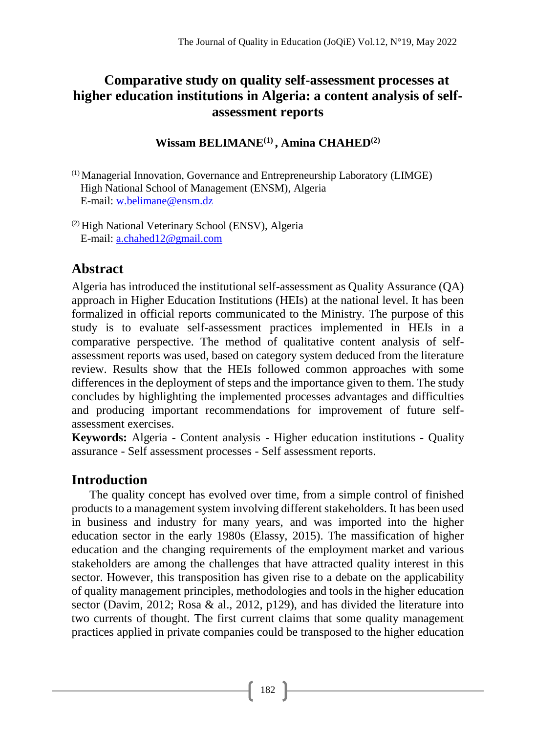# Comparative study on quality self-assessment processes at higher education institutions in Algeria: a content analysis of self-assessment reports

**Wissam BELIMANE[1] , Amina CHAHED[2]**

[1] Managerial Innovation, Governance and Entrepreneurship Laboratory (LIMGE)
High National School of Management (ENSM), Algeria
E-mail: w.belimane@ensm.dz

[2] High National Veterinary School (ENSV), Algeria
E-mail: a.chahed12@gmail.com

## Abstract

Algeria has introduced the institutional self-assessment as Quality Assurance (QA) approach in Higher Education Institutions (HEIs) at the national level. It has been formalized in official reports communicated to the Ministry. The purpose of this study is to evaluate self-assessment practices implemented in HEIs in a comparative perspective. The method of qualitative content analysis of self-assessment reports was used, based on category system deduced from the literature review. Results show that the HEIs followed common approaches with some differences in the deployment of steps and the importance given to them. The study concludes by highlighting the implemented processes advantages and difficulties and producing important recommendations for improvement of future self-assessment exercises.

**Keywords:** Algeria - Content analysis - Higher education institutions - Quality assurance - Self assessment processes - Self assessment reports.

## Introduction

The quality concept has evolved over time, from a simple control of finished products to a management system involving different stakeholders. It has been used in business and industry for many years, and was imported into the higher education sector in the early 1980s (Elassy, 2015). The massification of higher education and the changing requirements of the employment market and various stakeholders are among the challenges that have attracted quality interest in this sector. However, this transposition has given rise to a debate on the applicability of quality management principles, methodologies and tools in the higher education sector (Davim, 2012; Rosa & al., 2012, p129), and has divided the literature into two currents of thought. The first current claims that some quality management practices applied in private companies could be transposed to the higher education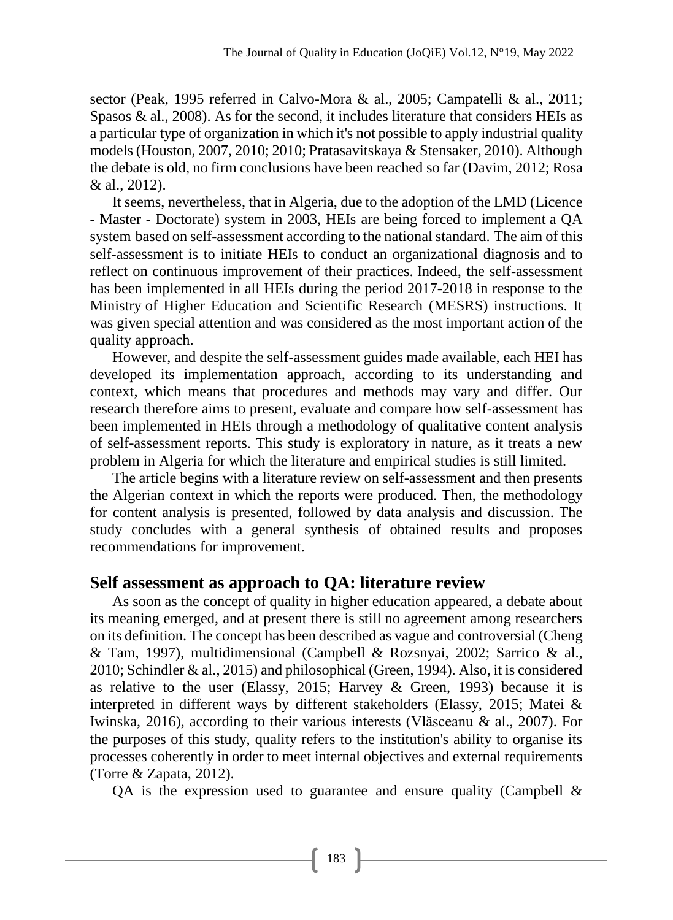sector (Peak, 1995 referred in Calvo-Mora & al., 2005; Campatelli & al., 2011; Spasos & al., 2008). As for the second, it includes literature that considers HEIs as a particular type of organization in which it's not possible to apply industrial quality models (Houston, 2007, 2010; 2010; Pratasavitskaya & Stensaker, 2010). Although the debate is old, no firm conclusions have been reached so far (Davim, 2012; Rosa & al., 2012).

It seems, nevertheless, that in Algeria, due to the adoption of the LMD (Licence - Master - Doctorate) system in 2003, HEIs are being forced to implement a QA system based on self-assessment according to the national standard. The aim of this self-assessment is to initiate HEIs to conduct an organizational diagnosis and to reflect on continuous improvement of their practices. Indeed, the self-assessment has been implemented in all HEIs during the period 2017-2018 in response to the Ministry of Higher Education and Scientific Research (MESRS) instructions. It was given special attention and was considered as the most important action of the quality approach.

However, and despite the self-assessment guides made available, each HEI has developed its implementation approach, according to its understanding and context, which means that procedures and methods may vary and differ. Our research therefore aims to present, evaluate and compare how self-assessment has been implemented in HEIs through a methodology of qualitative content analysis of self-assessment reports. This study is exploratory in nature, as it treats a new problem in Algeria for which the literature and empirical studies is still limited.

The article begins with a literature review on self-assessment and then presents the Algerian context in which the reports were produced. Then, the methodology for content analysis is presented, followed by data analysis and discussion. The study concludes with a general synthesis of obtained results and proposes recommendations for improvement.

## Self assessment as approach to QA: literature review

As soon as the concept of quality in higher education appeared, a debate about its meaning emerged, and at present there is still no agreement among researchers on its definition. The concept has been described as vague and controversial (Cheng & Tam, 1997), multidimensional (Campbell & Rozsnyai, 2002; Sarrico & al., 2010; Schindler & al., 2015) and philosophical (Green, 1994). Also, it is considered as relative to the user (Elassy, 2015; Harvey & Green, 1993) because it is interpreted in different ways by different stakeholders (Elassy, 2015; Matei & Iwinska, 2016), according to their various interests (Vlăsceanu & al., 2007). For the purposes of this study, quality refers to the institution's ability to organise its processes coherently in order to meet internal objectives and external requirements (Torre & Zapata, 2012).

QA is the expression used to guarantee and ensure quality (Campbell &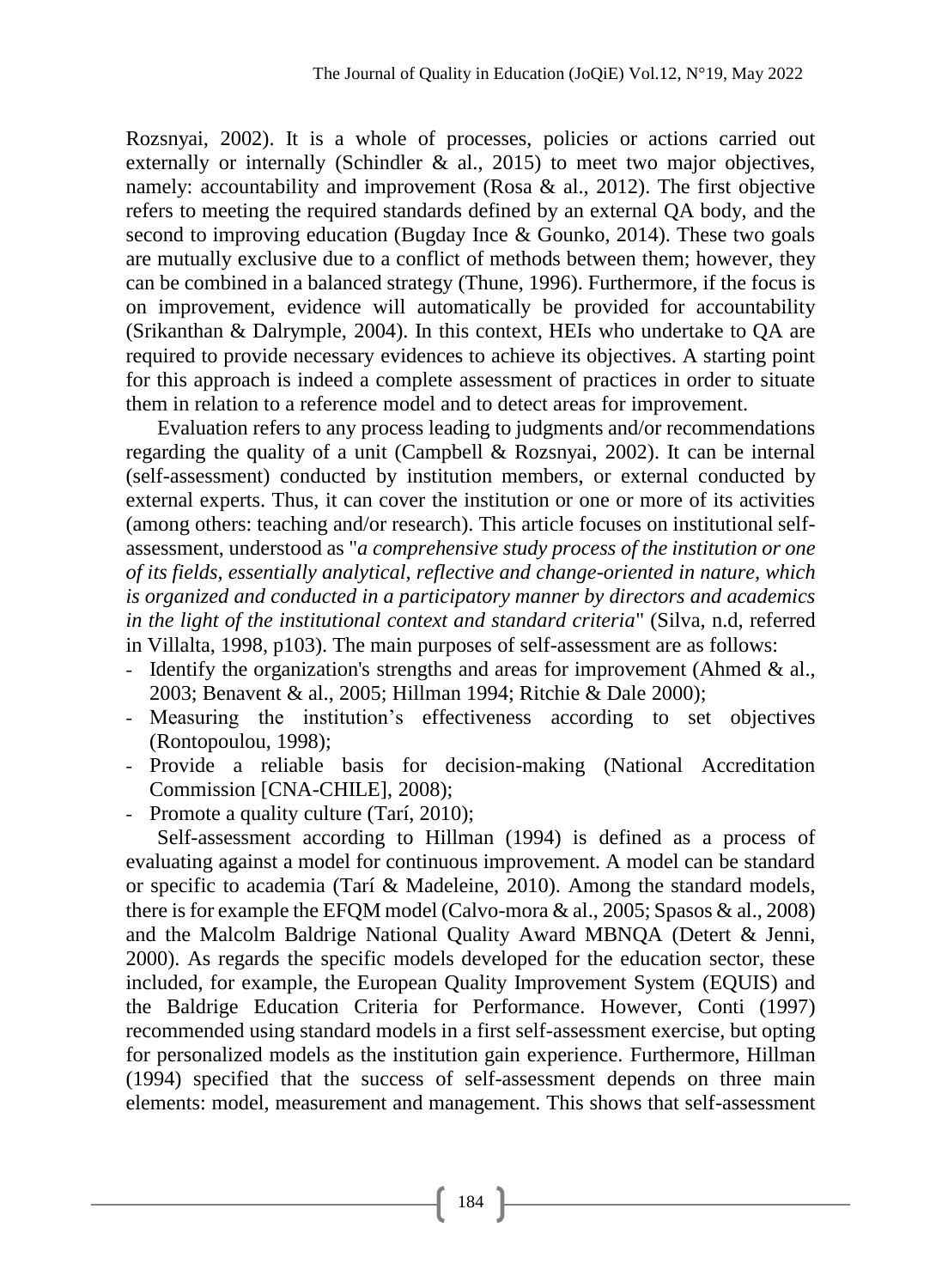Rozsnyai, 2002). It is a whole of processes, policies or actions carried out externally or internally (Schindler & al., 2015) to meet two major objectives, namely: accountability and improvement (Rosa & al., 2012). The first objective refers to meeting the required standards defined by an external QA body, and the second to improving education (Bugday Ince & Gounko, 2014). These two goals are mutually exclusive due to a conflict of methods between them; however, they can be combined in a balanced strategy (Thune, 1996). Furthermore, if the focus is on improvement, evidence will automatically be provided for accountability (Srikanthan & Dalrymple, 2004). In this context, HEIs who undertake to QA are required to provide necessary evidences to achieve its objectives. A starting point for this approach is indeed a complete assessment of practices in order to situate them in relation to a reference model and to detect areas for improvement.

Evaluation refers to any process leading to judgments and/or recommendations regarding the quality of a unit (Campbell & Rozsnyai, 2002). It can be internal (self-assessment) conducted by institution members, or external conducted by external experts. Thus, it can cover the institution or one or more of its activities (among others: teaching and/or research). This article focuses on institutional self-assessment, understood as "*a comprehensive study process of the institution or one of its fields, essentially analytical, reflective and change-oriented in nature, which is organized and conducted in a participatory manner by directors and academics in the light of the institutional context and standard criteria*" (Silva, n.d, referred in Villalta, 1998, p103). The main purposes of self-assessment are as follows:

- Identify the organization's strengths and areas for improvement (Ahmed & al., 2003; Benavent & al., 2005; Hillman 1994; Ritchie & Dale 2000);
- Measuring the institution's effectiveness according to set objectives (Rontopoulou, 1998);
- Provide a reliable basis for decision-making (National Accreditation Commission [CNA-CHILE], 2008);
- Promote a quality culture (Tarí, 2010);

Self-assessment according to Hillman (1994) is defined as a process of evaluating against a model for continuous improvement. A model can be standard or specific to academia (Tarí & Madeleine, 2010). Among the standard models, there is for example the EFQM model (Calvo-mora & al., 2005; Spasos & al., 2008) and the Malcolm Baldrige National Quality Award MBNQA (Detert & Jenni, 2000). As regards the specific models developed for the education sector, these included, for example, the European Quality Improvement System (EQUIS) and the Baldrige Education Criteria for Performance. However, Conti (1997) recommended using standard models in a first self-assessment exercise, but opting for personalized models as the institution gain experience. Furthermore, Hillman (1994) specified that the success of self-assessment depends on three main elements: model, measurement and management. This shows that self-assessment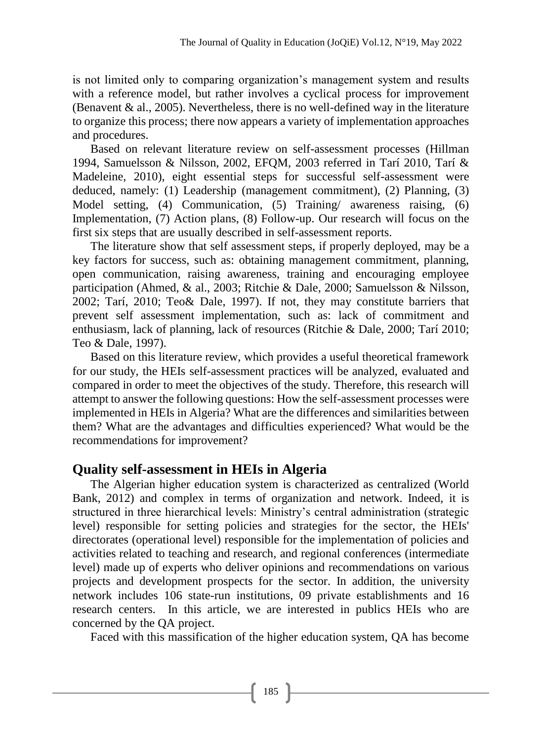is not limited only to comparing organization's management system and results with a reference model, but rather involves a cyclical process for improvement (Benavent & al., 2005). Nevertheless, there is no well-defined way in the literature to organize this process; there now appears a variety of implementation approaches and procedures.

Based on relevant literature review on self-assessment processes (Hillman 1994, Samuelsson & Nilsson, 2002, EFQM, 2003 referred in Tarí 2010, Tarí & Madeleine, 2010), eight essential steps for successful self-assessment were deduced, namely: (1) Leadership (management commitment), (2) Planning, (3) Model setting, (4) Communication, (5) Training/ awareness raising, (6) Implementation, (7) Action plans, (8) Follow-up. Our research will focus on the first six steps that are usually described in self-assessment reports.

The literature show that self assessment steps, if properly deployed, may be a key factors for success, such as: obtaining management commitment, planning, open communication, raising awareness, training and encouraging employee participation (Ahmed, & al., 2003; Ritchie & Dale, 2000; Samuelsson & Nilsson, 2002; Tarí, 2010; Teo& Dale, 1997). If not, they may constitute barriers that prevent self assessment implementation, such as: lack of commitment and enthusiasm, lack of planning, lack of resources (Ritchie & Dale, 2000; Tarí 2010; Teo & Dale, 1997).

Based on this literature review, which provides a useful theoretical framework for our study, the HEIs self-assessment practices will be analyzed, evaluated and compared in order to meet the objectives of the study. Therefore, this research will attempt to answer the following questions: How the self-assessment processes were implemented in HEIs in Algeria? What are the differences and similarities between them? What are the advantages and difficulties experienced? What would be the recommendations for improvement?

## Quality self-assessment in HEIs in Algeria

The Algerian higher education system is characterized as centralized (World Bank, 2012) and complex in terms of organization and network. Indeed, it is structured in three hierarchical levels: Ministry's central administration (strategic level) responsible for setting policies and strategies for the sector, the HEIs' directorates (operational level) responsible for the implementation of policies and activities related to teaching and research, and regional conferences (intermediate level) made up of experts who deliver opinions and recommendations on various projects and development prospects for the sector. In addition, the university network includes 106 state-run institutions, 09 private establishments and 16 research centers. In this article, we are interested in publics HEIs who are concerned by the QA project.

Faced with this massification of the higher education system, QA has become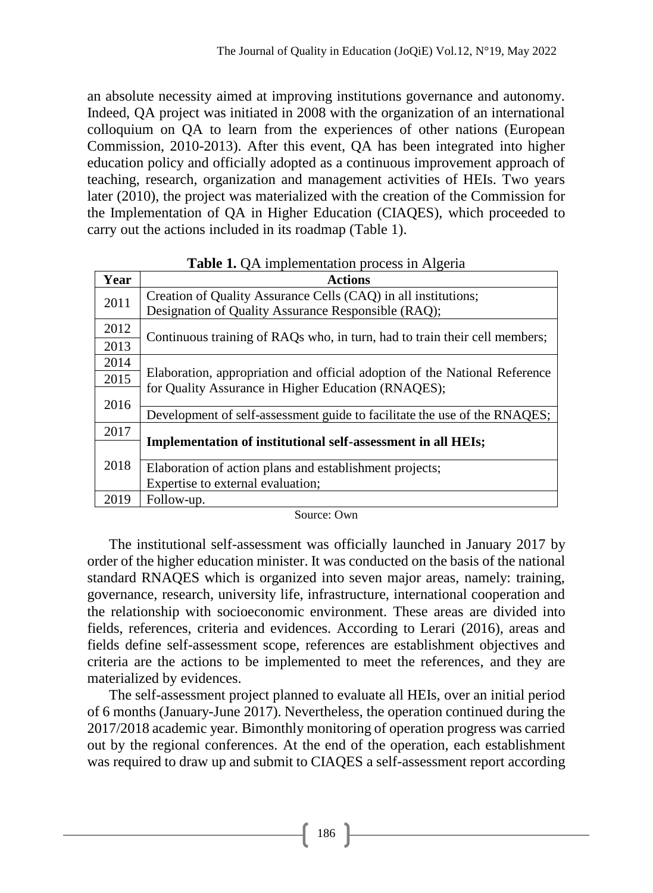an absolute necessity aimed at improving institutions governance and autonomy. Indeed, QA project was initiated in 2008 with the organization of an international colloquium on QA to learn from the experiences of other nations (European Commission, 2010-2013). After this event, QA has been integrated into higher education policy and officially adopted as a continuous improvement approach of teaching, research, organization and management activities of HEIs. Two years later (2010), the project was materialized with the creation of the Commission for the Implementation of QA in Higher Education (CIAQES), which proceeded to carry out the actions included in its roadmap (Table 1).

**Table 1.** QA implementation process in Algeria

| Year | Actions |
|---|---|
| 2011 | Creation of Quality Assurance Cells (CAQ) in all institutions; Designation of Quality Assurance Responsible (RAQ); |
| 2012 | Continuous training of RAQs who, in turn, had to train their cell members; |
| 2013 | |
| 2014 | Elaboration, appropriation and official adoption of the National Reference for Quality Assurance in Higher Education (RNAQES); |
| 2015 | |
| 2016 | |
| | Development of self-assessment guide to facilitate the use of the RNAQES; |
| 2017 | **Implementation of institutional self-assessment in all HEIs;** |
| 2018 | |
| | Elaboration of action plans and establishment projects; Expertise to external evaluation; |
| 2019 | Follow-up. |

Source: Own

The institutional self-assessment was officially launched in January 2017 by order of the higher education minister. It was conducted on the basis of the national standard RNAQES which is organized into seven major areas, namely: training, governance, research, university life, infrastructure, international cooperation and the relationship with socioeconomic environment. These areas are divided into fields, references, criteria and evidences. According to Lerari (2016), areas and fields define self-assessment scope, references are establishment objectives and criteria are the actions to be implemented to meet the references, and they are materialized by evidences.

The self-assessment project planned to evaluate all HEIs, over an initial period of 6 months (January-June 2017). Nevertheless, the operation continued during the 2017/2018 academic year. Bimonthly monitoring of operation progress was carried out by the regional conferences. At the end of the operation, each establishment was required to draw up and submit to CIAQES a self-assessment report according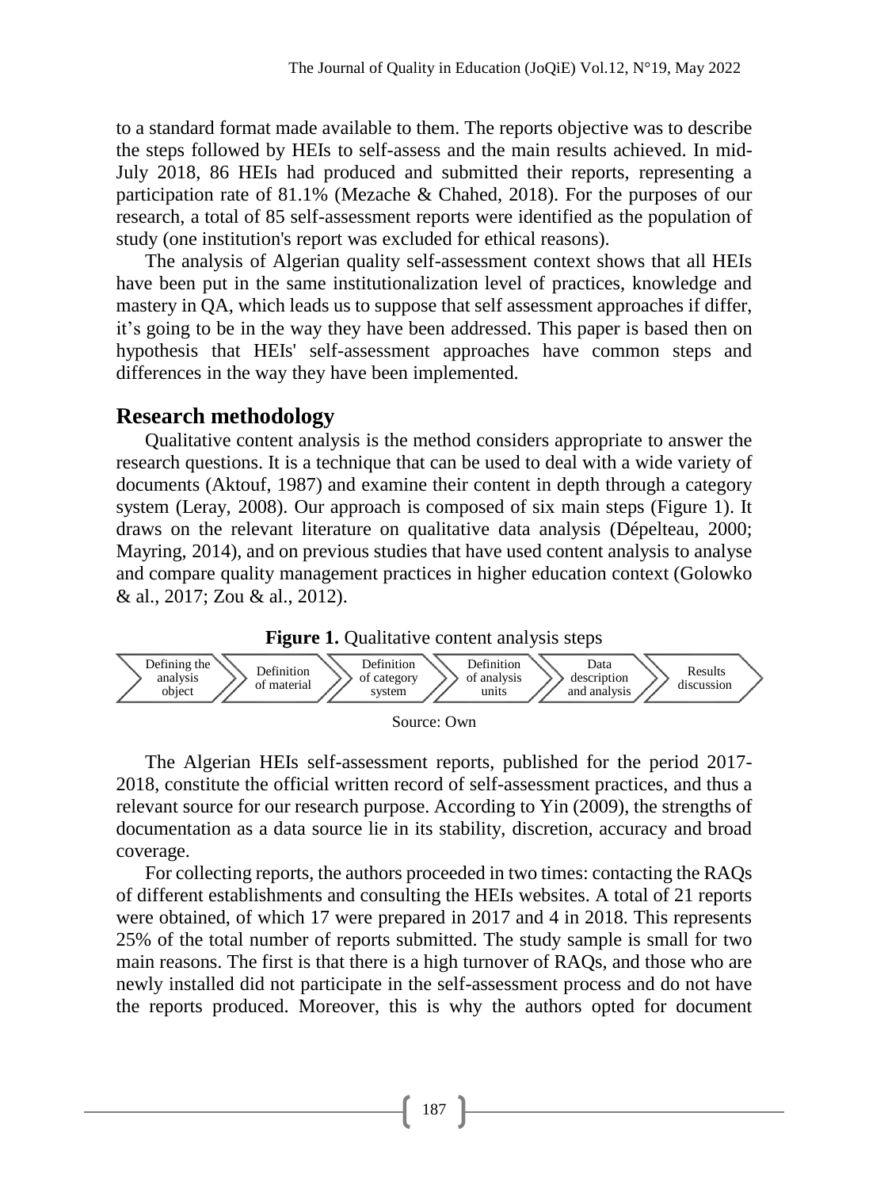to a standard format made available to them. The reports objective was to describe the steps followed by HEIs to self-assess and the main results achieved. In mid-July 2018, 86 HEIs had produced and submitted their reports, representing a participation rate of 81.1% (Mezache & Chahed, 2018). For the purposes of our research, a total of 85 self-assessment reports were identified as the population of study (one institution's report was excluded for ethical reasons).

The analysis of Algerian quality self-assessment context shows that all HEIs have been put in the same institutionalization level of practices, knowledge and mastery in QA, which leads us to suppose that self assessment approaches if differ, it's going to be in the way they have been addressed. This paper is based then on hypothesis that HEIs' self-assessment approaches have common steps and differences in the way they have been implemented.

## Research methodology

Qualitative content analysis is the method considers appropriate to answer the research questions. It is a technique that can be used to deal with a wide variety of documents (Aktouf, 1987) and examine their content in depth through a category system (Leray, 2008). Our approach is composed of six main steps (Figure 1). It draws on the relevant literature on qualitative data analysis (Dépelteau, 2000; Mayring, 2014), and on previous studies that have used content analysis to analyse and compare quality management practices in higher education context (Golowko & al., 2017; Zou & al., 2012).

**Figure 1.** Qualitative content analysis steps

Defining the analysis object → Definition of material → Definition of category system → Definition of analysis units → Data description and analysis → Results discussion

Source: Own

The Algerian HEIs self-assessment reports, published for the period 2017-2018, constitute the official written record of self-assessment practices, and thus a relevant source for our research purpose. According to Yin (2009), the strengths of documentation as a data source lie in its stability, discretion, accuracy and broad coverage.

For collecting reports, the authors proceeded in two times: contacting the RAQs of different establishments and consulting the HEIs websites. A total of 21 reports were obtained, of which 17 were prepared in 2017 and 4 in 2018. This represents 25% of the total number of reports submitted. The study sample is small for two main reasons. The first is that there is a high turnover of RAQs, and those who are newly installed did not participate in the self-assessment process and do not have the reports produced. Moreover, this is why the authors opted for document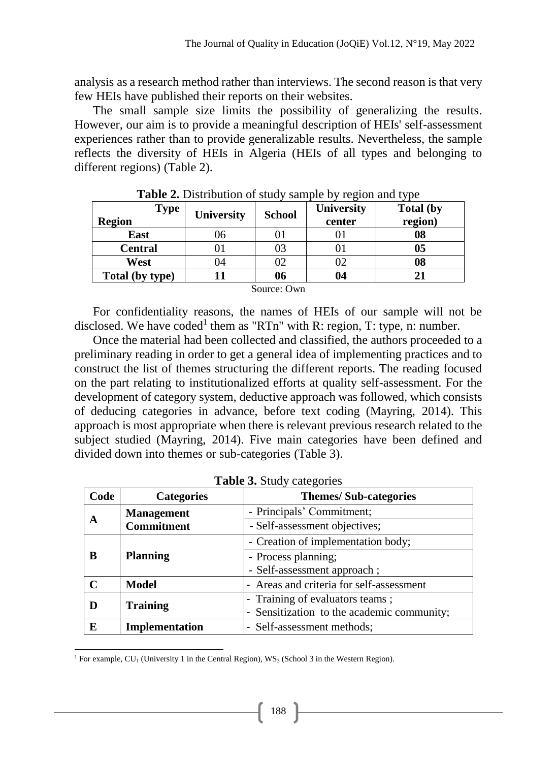analysis as a research method rather than interviews. The second reason is that very few HEIs have published their reports on their websites.

The small sample size limits the possibility of generalizing the results. However, our aim is to provide a meaningful description of HEIs' self-assessment experiences rather than to provide generalizable results. Nevertheless, the sample reflects the diversity of HEIs in Algeria (HEIs of all types and belonging to different regions) (Table 2).

**Table 2.** Distribution of study sample by region and type

| Type / Region | University | School | University center | Total (by region) |
|---|---|---|---|---|
| **East** | 06 | 01 | 01 | **08** |
| **Central** | 01 | 03 | 01 | **05** |
| **West** | 04 | 02 | 02 | **08** |
| **Total (by type)** | **11** | **06** | **04** | **21** |

Source: Own

For confidentiality reasons, the names of HEIs of our sample will not be disclosed. We have coded[1] them as "RTn" with R: region, T: type, n: number.

Once the material had been collected and classified, the authors proceeded to a preliminary reading in order to get a general idea of implementing practices and to construct the list of themes structuring the different reports. The reading focused on the part relating to institutionalized efforts at quality self-assessment. For the development of category system, deductive approach was followed, which consists of deducing categories in advance, before text coding (Mayring, 2014). This approach is most appropriate when there is relevant previous research related to the subject studied (Mayring, 2014). Five main categories have been defined and divided down into themes or sub-categories (Table 3).

**Table 3.** Study categories

| Code | Categories | Themes/ Sub-categories |
|---|---|---|
| **A** | **Management Commitment** | - Principals' Commitment; |
| | | - Self-assessment objectives; |
| **B** | **Planning** | - Creation of implementation body; |
| | | - Process planning;<br>- Self-assessment approach ; |
| **C** | **Model** | - Areas and criteria for self-assessment |
| **D** | **Training** | - Training of evaluators teams ;<br>- Sensitization to the academic community; |
| **E** | **Implementation** | - Self-assessment methods; |

[1] For example, $CU_1$ (University 1 in the Central Region), $WS_3$ (School 3 in the Western Region).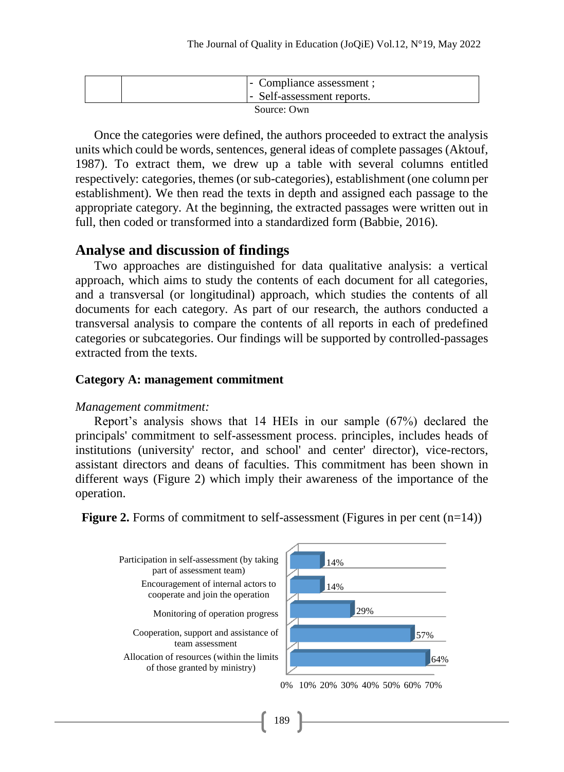| | | - Compliance assessment ;<br>- Self-assessment reports. |
|---|---|---|

Source: Own

Once the categories were defined, the authors proceeded to extract the analysis units which could be words, sentences, general ideas of complete passages (Aktouf, 1987). To extract them, we drew up a table with several columns entitled respectively: categories, themes (or sub-categories), establishment (one column per establishment). We then read the texts in depth and assigned each passage to the appropriate category. At the beginning, the extracted passages were written out in full, then coded or transformed into a standardized form (Babbie, 2016).

## Analyse and discussion of findings

Two approaches are distinguished for data qualitative analysis: a vertical approach, which aims to study the contents of each document for all categories, and a transversal (or longitudinal) approach, which studies the contents of all documents for each category. As part of our research, the authors conducted a transversal analysis to compare the contents of all reports in each of predefined categories or subcategories. Our findings will be supported by controlled-passages extracted from the texts.

### Category A: management commitment

*Management commitment:*

Report's analysis shows that 14 HEIs in our sample (67%) declared the principals' commitment to self-assessment process. principles, includes heads of institutions (university' rector, and school' and center' director), vice-rectors, assistant directors and deans of faculties. This commitment has been shown in different ways (Figure 2) which imply their awareness of the importance of the operation.

**Figure 2.** Forms of commitment to self-assessment (Figures in per cent (n=14))

| Form of commitment | % |
|---|---|
| Participation in self-assessment (by taking part of assessment team) | 14% |
| Encouragement of internal actors to cooperate and join the operation | 14% |
| Monitoring of operation progress | 29% |
| Cooperation, support and assistance of team assessment | 57% |
| Allocation of resources (within the limits of those granted by ministry) | 64% |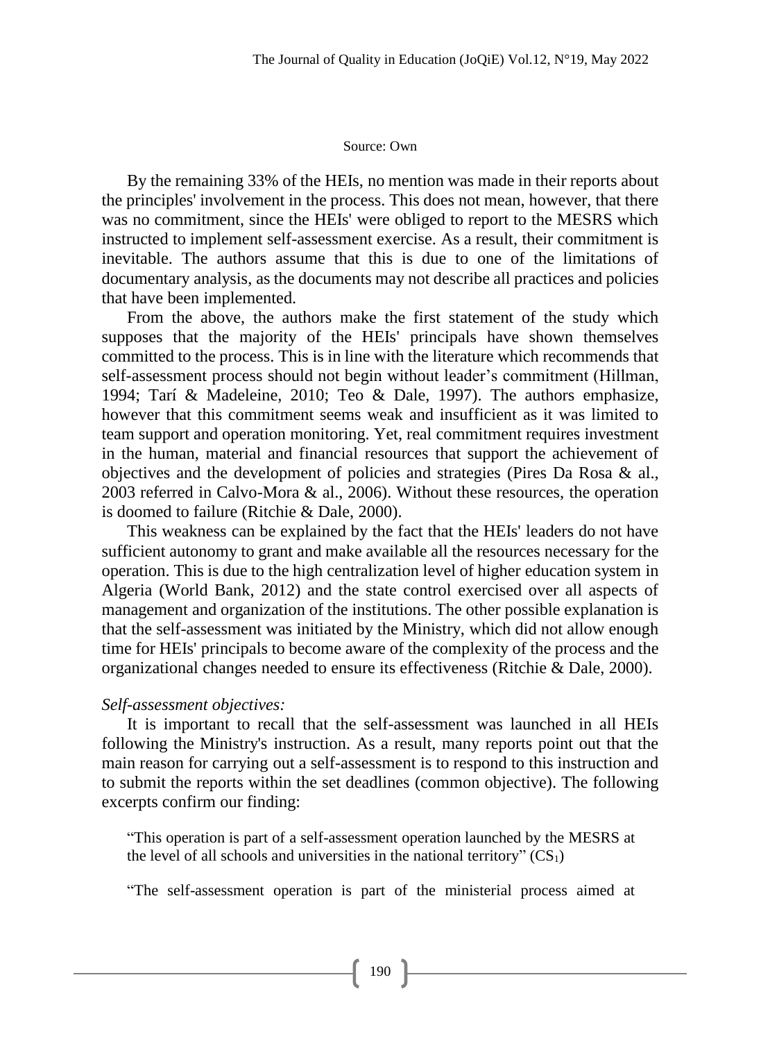Source: Own

By the remaining 33% of the HEIs, no mention was made in their reports about the principles' involvement in the process. This does not mean, however, that there was no commitment, since the HEIs' were obliged to report to the MESRS which instructed to implement self-assessment exercise. As a result, their commitment is inevitable. The authors assume that this is due to one of the limitations of documentary analysis, as the documents may not describe all practices and policies that have been implemented.

From the above, the authors make the first statement of the study which supposes that the majority of the HEIs' principals have shown themselves committed to the process. This is in line with the literature which recommends that self-assessment process should not begin without leader's commitment (Hillman, 1994; Tarí & Madeleine, 2010; Teo & Dale, 1997). The authors emphasize, however that this commitment seems weak and insufficient as it was limited to team support and operation monitoring. Yet, real commitment requires investment in the human, material and financial resources that support the achievement of objectives and the development of policies and strategies (Pires Da Rosa & al., 2003 referred in Calvo-Mora & al., 2006). Without these resources, the operation is doomed to failure (Ritchie & Dale, 2000).

This weakness can be explained by the fact that the HEIs' leaders do not have sufficient autonomy to grant and make available all the resources necessary for the operation. This is due to the high centralization level of higher education system in Algeria (World Bank, 2012) and the state control exercised over all aspects of management and organization of the institutions. The other possible explanation is that the self-assessment was initiated by the Ministry, which did not allow enough time for HEIs' principals to become aware of the complexity of the process and the organizational changes needed to ensure its effectiveness (Ritchie & Dale, 2000).

*Self-assessment objectives:*

It is important to recall that the self-assessment was launched in all HEIs following the Ministry's instruction. As a result, many reports point out that the main reason for carrying out a self-assessment is to respond to this instruction and to submit the reports within the set deadlines (common objective). The following excerpts confirm our finding:

> "This operation is part of a self-assessment operation launched by the MESRS at the level of all schools and universities in the national territory" ($CS_1$)

> "The self-assessment operation is part of the ministerial process aimed at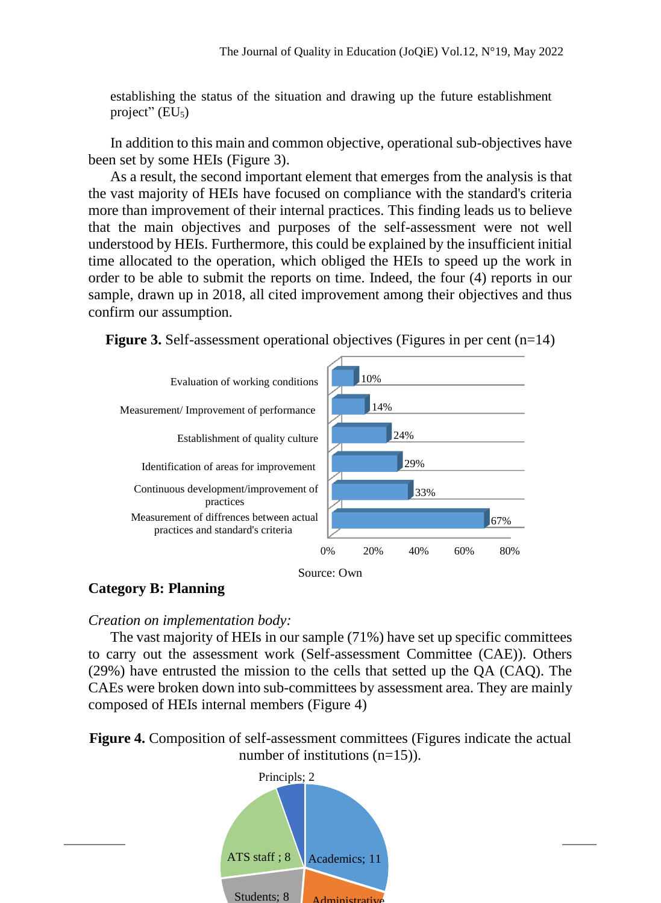establishing the status of the situation and drawing up the future establishment project" ($EU_5$)

In addition to this main and common objective, operational sub-objectives have been set by some HEIs (Figure 3).

As a result, the second important element that emerges from the analysis is that the vast majority of HEIs have focused on compliance with the standard's criteria more than improvement of their internal practices. This finding leads us to believe that the main objectives and purposes of the self-assessment were not well understood by HEIs. Furthermore, this could be explained by the insufficient initial time allocated to the operation, which obliged the HEIs to speed up the work in order to be able to submit the reports on time. Indeed, the four (4) reports in our sample, drawn up in 2018, all cited improvement among their objectives and thus confirm our assumption.

**Figure 3.** Self-assessment operational objectives (Figures in per cent (n=14)

| Objective | % |
|---|---|
| Evaluation of working conditions | 10% |
| Measurement/ Improvement of performance | 14% |
| Establishment of quality culture | 24% |
| Identification of areas for improvement | 29% |
| Continuous development/improvement of practices | 33% |
| Measurement of diffrences between actual practices and standard's criteria | 67% |

Source: Own

**Category B: Planning**

*Creation on implementation body:*

The vast majority of HEIs in our sample (71%) have set up specific committees to carry out the assessment work (Self-assessment Committee (CAE)). Others (29%) have entrusted the mission to the cells that setted up the QA (CAQ). The CAEs were broken down into sub-committees by assessment area. They are mainly composed of HEIs internal members (Figure 4)

**Figure 4.** Composition of self-assessment committees (Figures indicate the actual number of institutions (n=15)).

Principls; 2
ATS staff ; 8
Academics; 11
Students; 8
Administrative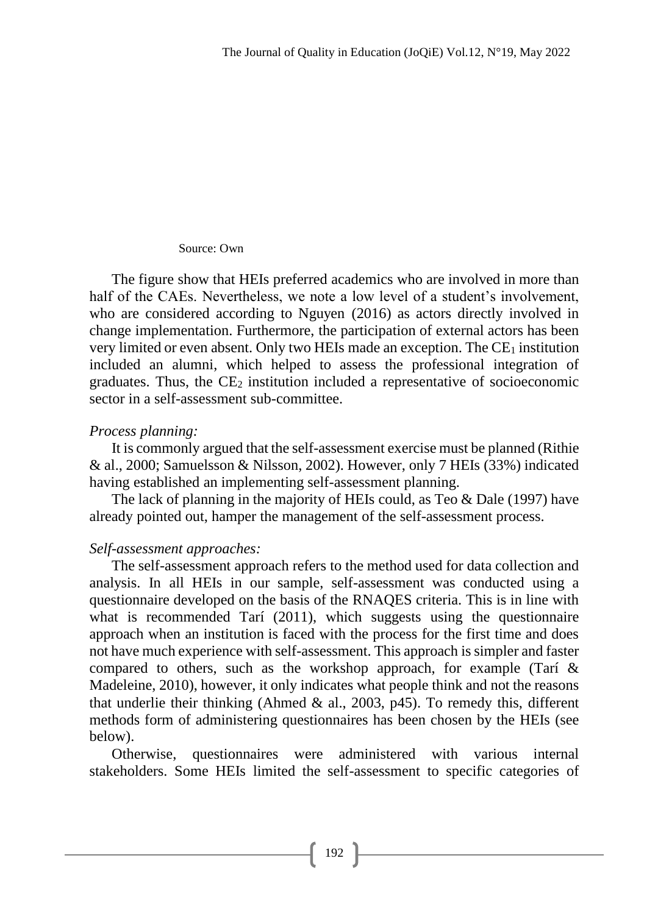Source: Own

The figure show that HEIs preferred academics who are involved in more than half of the CAEs. Nevertheless, we note a low level of a student's involvement, who are considered according to Nguyen (2016) as actors directly involved in change implementation. Furthermore, the participation of external actors has been very limited or even absent. Only two HEIs made an exception. The $CE_1$ institution included an alumni, which helped to assess the professional integration of graduates. Thus, the $CE_2$ institution included a representative of socioeconomic sector in a self-assessment sub-committee.

*Process planning:*

It is commonly argued that the self-assessment exercise must be planned (Rithie & al., 2000; Samuelsson & Nilsson, 2002). However, only 7 HEIs (33%) indicated having established an implementing self-assessment planning.

The lack of planning in the majority of HEIs could, as Teo & Dale (1997) have already pointed out, hamper the management of the self-assessment process.

*Self-assessment approaches:*

The self-assessment approach refers to the method used for data collection and analysis. In all HEIs in our sample, self-assessment was conducted using a questionnaire developed on the basis of the RNAQES criteria. This is in line with what is recommended Tarí (2011), which suggests using the questionnaire approach when an institution is faced with the process for the first time and does not have much experience with self-assessment. This approach is simpler and faster compared to others, such as the workshop approach, for example (Tarí & Madeleine, 2010), however, it only indicates what people think and not the reasons that underlie their thinking (Ahmed & al., 2003, p45). To remedy this, different methods form of administering questionnaires has been chosen by the HEIs (see below).

Otherwise, questionnaires were administered with various internal stakeholders. Some HEIs limited the self-assessment to specific categories of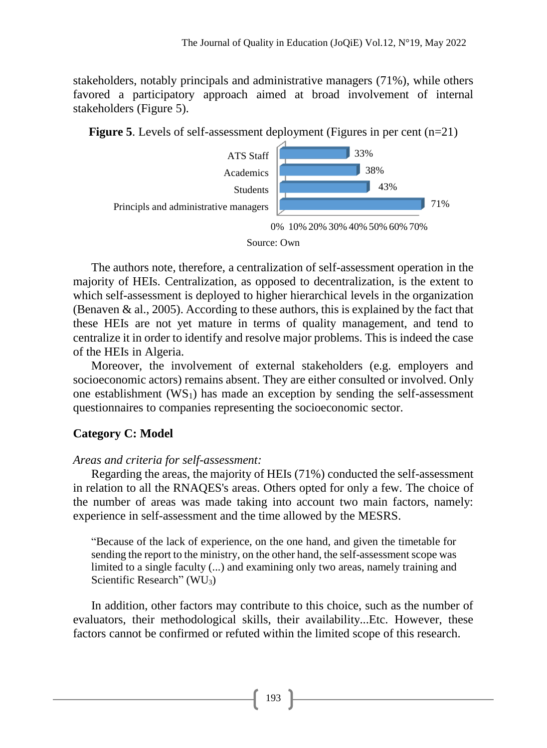stakeholders, notably principals and administrative managers (71%), while others favored a participatory approach aimed at broad involvement of internal stakeholders (Figure 5).

**Figure 5**. Levels of self-assessment deployment (Figures in per cent (n=21)

| | |
|---|---|
| ATS Staff | 33% |
| Academics | 38% |
| Students | 43% |
| Principls and administrative managers | 71% |

Source: Own

The authors note, therefore, a centralization of self-assessment operation in the majority of HEIs. Centralization, as opposed to decentralization, is the extent to which self-assessment is deployed to higher hierarchical levels in the organization (Benaven & al., 2005). According to these authors, this is explained by the fact that these HEIs are not yet mature in terms of quality management, and tend to centralize it in order to identify and resolve major problems. This is indeed the case of the HEIs in Algeria.

Moreover, the involvement of external stakeholders (e.g. employers and socioeconomic actors) remains absent. They are either consulted or involved. Only one establishment ($WS_1$) has made an exception by sending the self-assessment questionnaires to companies representing the socioeconomic sector.

### Category C: Model

*Areas and criteria for self-assessment:*

Regarding the areas, the majority of HEIs (71%) conducted the self-assessment in relation to all the RNAQES's areas. Others opted for only a few. The choice of the number of areas was made taking into account two main factors, namely: experience in self-assessment and the time allowed by the MESRS.

> "Because of the lack of experience, on the one hand, and given the timetable for sending the report to the ministry, on the other hand, the self-assessment scope was limited to a single faculty (...) and examining only two areas, namely training and Scientific Research" ($WU_3$)

In addition, other factors may contribute to this choice, such as the number of evaluators, their methodological skills, their availability...Etc. However, these factors cannot be confirmed or refuted within the limited scope of this research.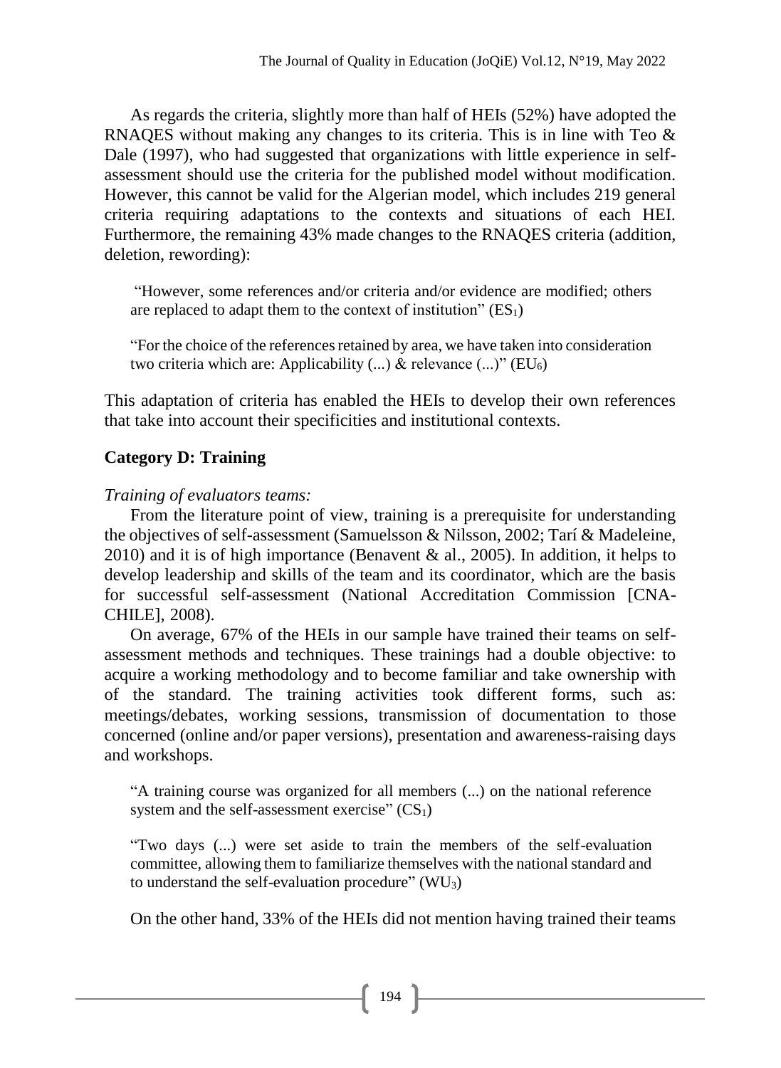As regards the criteria, slightly more than half of HEIs (52%) have adopted the RNAQES without making any changes to its criteria. This is in line with Teo & Dale (1997), who had suggested that organizations with little experience in self-assessment should use the criteria for the published model without modification. However, this cannot be valid for the Algerian model, which includes 219 general criteria requiring adaptations to the contexts and situations of each HEI. Furthermore, the remaining 43% made changes to the RNAQES criteria (addition, deletion, rewording):

> "However, some references and/or criteria and/or evidence are modified; others are replaced to adapt them to the context of institution" ($ES_1$)

> "For the choice of the references retained by area, we have taken into consideration two criteria which are: Applicability (...) & relevance (...)" ($EU_6$)

This adaptation of criteria has enabled the HEIs to develop their own references that take into account their specificities and institutional contexts.

## Category D: Training

*Training of evaluators teams:*

From the literature point of view, training is a prerequisite for understanding the objectives of self-assessment (Samuelsson & Nilsson, 2002; Tarí & Madeleine, 2010) and it is of high importance (Benavent & al., 2005). In addition, it helps to develop leadership and skills of the team and its coordinator, which are the basis for successful self-assessment (National Accreditation Commission [CNA-CHILE], 2008).

On average, 67% of the HEIs in our sample have trained their teams on self-assessment methods and techniques. These trainings had a double objective: to acquire a working methodology and to become familiar and take ownership with of the standard. The training activities took different forms, such as: meetings/debates, working sessions, transmission of documentation to those concerned (online and/or paper versions), presentation and awareness-raising days and workshops.

> "A training course was organized for all members (...) on the national reference system and the self-assessment exercise" ($CS_1$)

> "Two days (...) were set aside to train the members of the self-evaluation committee, allowing them to familiarize themselves with the national standard and to understand the self-evaluation procedure" ($WU_3$)

On the other hand, 33% of the HEIs did not mention having trained their teams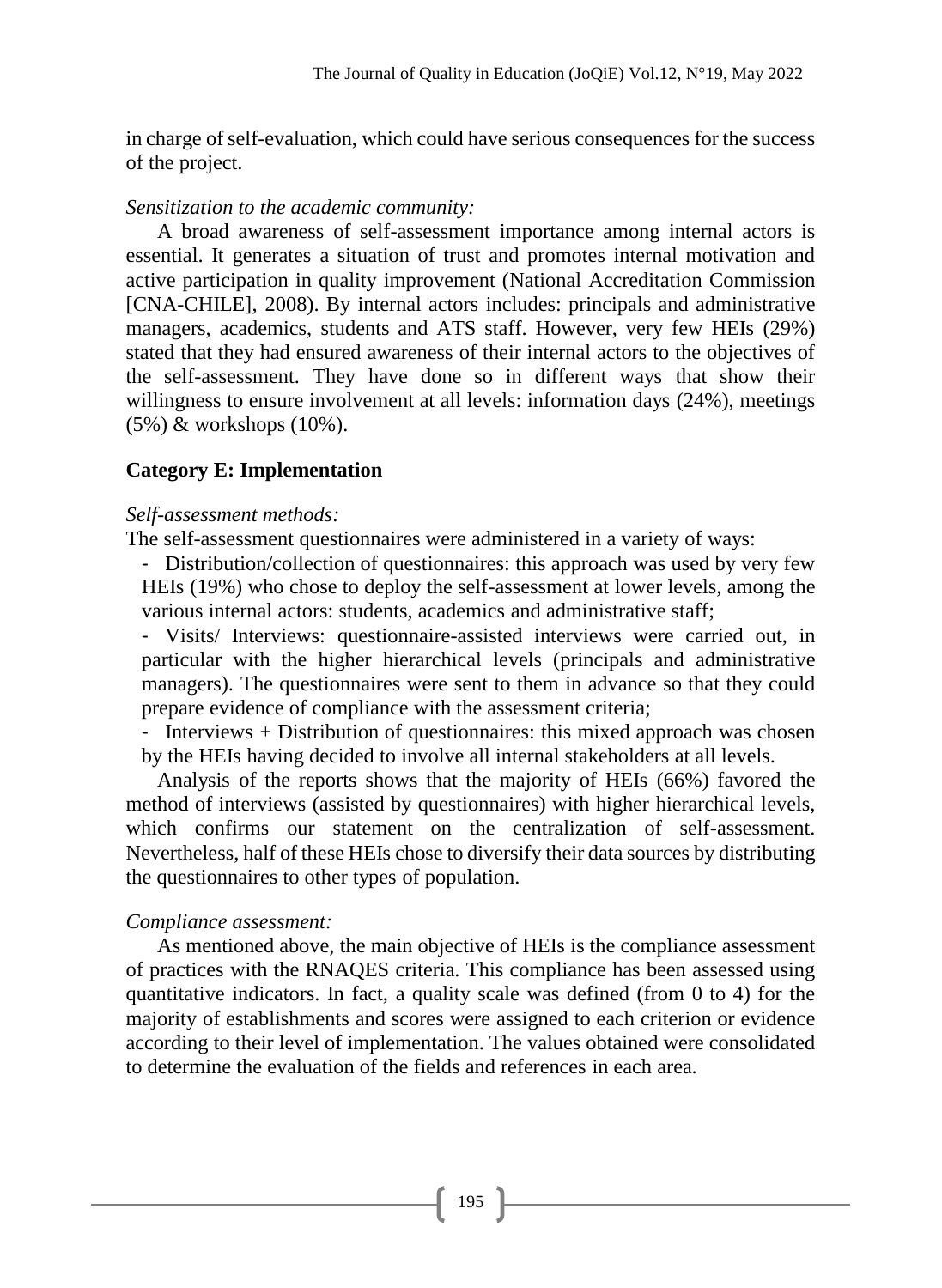in charge of self-evaluation, which could have serious consequences for the success of the project.

*Sensitization to the academic community:*

A broad awareness of self-assessment importance among internal actors is essential. It generates a situation of trust and promotes internal motivation and active participation in quality improvement (National Accreditation Commission [CNA-CHILE], 2008). By internal actors includes: principals and administrative managers, academics, students and ATS staff. However, very few HEIs (29%) stated that they had ensured awareness of their internal actors to the objectives of the self-assessment. They have done so in different ways that show their willingness to ensure involvement at all levels: information days (24%), meetings (5%) & workshops (10%).

**Category E: Implementation**

*Self-assessment methods:*

The self-assessment questionnaires were administered in a variety of ways:

- Distribution/collection of questionnaires: this approach was used by very few HEIs (19%) who chose to deploy the self-assessment at lower levels, among the various internal actors: students, academics and administrative staff;
- Visits/ Interviews: questionnaire-assisted interviews were carried out, in particular with the higher hierarchical levels (principals and administrative managers). The questionnaires were sent to them in advance so that they could prepare evidence of compliance with the assessment criteria;
- Interviews + Distribution of questionnaires: this mixed approach was chosen by the HEIs having decided to involve all internal stakeholders at all levels.

Analysis of the reports shows that the majority of HEIs (66%) favored the method of interviews (assisted by questionnaires) with higher hierarchical levels, which confirms our statement on the centralization of self-assessment. Nevertheless, half of these HEIs chose to diversify their data sources by distributing the questionnaires to other types of population.

*Compliance assessment:*

As mentioned above, the main objective of HEIs is the compliance assessment of practices with the RNAQES criteria. This compliance has been assessed using quantitative indicators. In fact, a quality scale was defined (from 0 to 4) for the majority of establishments and scores were assigned to each criterion or evidence according to their level of implementation. The values obtained were consolidated to determine the evaluation of the fields and references in each area.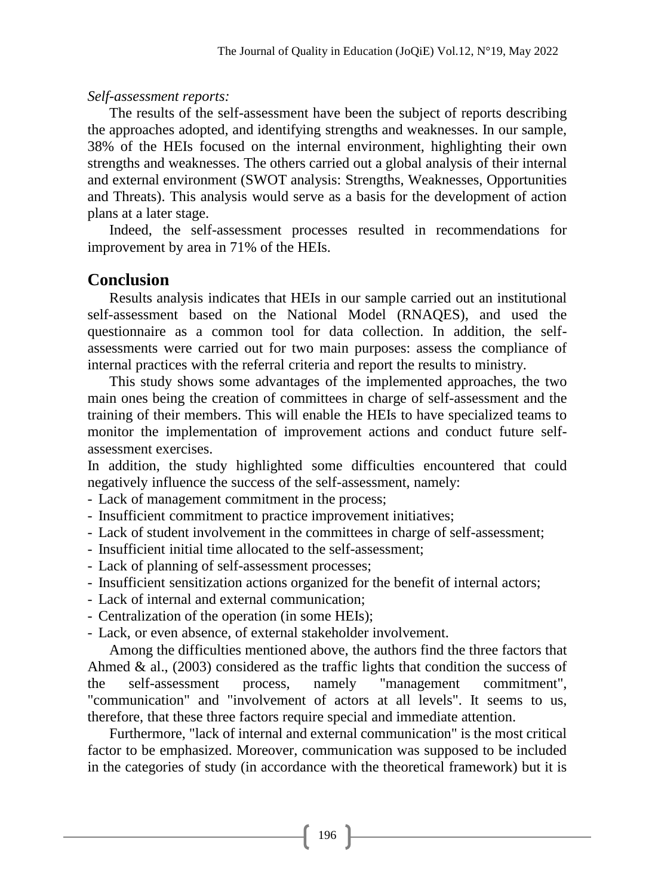*Self-assessment reports:*

The results of the self-assessment have been the subject of reports describing the approaches adopted, and identifying strengths and weaknesses. In our sample, 38% of the HEIs focused on the internal environment, highlighting their own strengths and weaknesses. The others carried out a global analysis of their internal and external environment (SWOT analysis: Strengths, Weaknesses, Opportunities and Threats). This analysis would serve as a basis for the development of action plans at a later stage.

Indeed, the self-assessment processes resulted in recommendations for improvement by area in 71% of the HEIs.

## Conclusion

Results analysis indicates that HEIs in our sample carried out an institutional self-assessment based on the National Model (RNAQES), and used the questionnaire as a common tool for data collection. In addition, the self-assessments were carried out for two main purposes: assess the compliance of internal practices with the referral criteria and report the results to ministry.

This study shows some advantages of the implemented approaches, the two main ones being the creation of committees in charge of self-assessment and the training of their members. This will enable the HEIs to have specialized teams to monitor the implementation of improvement actions and conduct future self-assessment exercises.

In addition, the study highlighted some difficulties encountered that could negatively influence the success of the self-assessment, namely:

- Lack of management commitment in the process;
- Insufficient commitment to practice improvement initiatives;
- Lack of student involvement in the committees in charge of self-assessment;
- Insufficient initial time allocated to the self-assessment;
- Lack of planning of self-assessment processes;
- Insufficient sensitization actions organized for the benefit of internal actors;
- Lack of internal and external communication;
- Centralization of the operation (in some HEIs);
- Lack, or even absence, of external stakeholder involvement.

Among the difficulties mentioned above, the authors find the three factors that Ahmed & al., (2003) considered as the traffic lights that condition the success of the self-assessment process, namely "management commitment", "communication" and "involvement of actors at all levels". It seems to us, therefore, that these three factors require special and immediate attention.

Furthermore, "lack of internal and external communication" is the most critical factor to be emphasized. Moreover, communication was supposed to be included in the categories of study (in accordance with the theoretical framework) but it is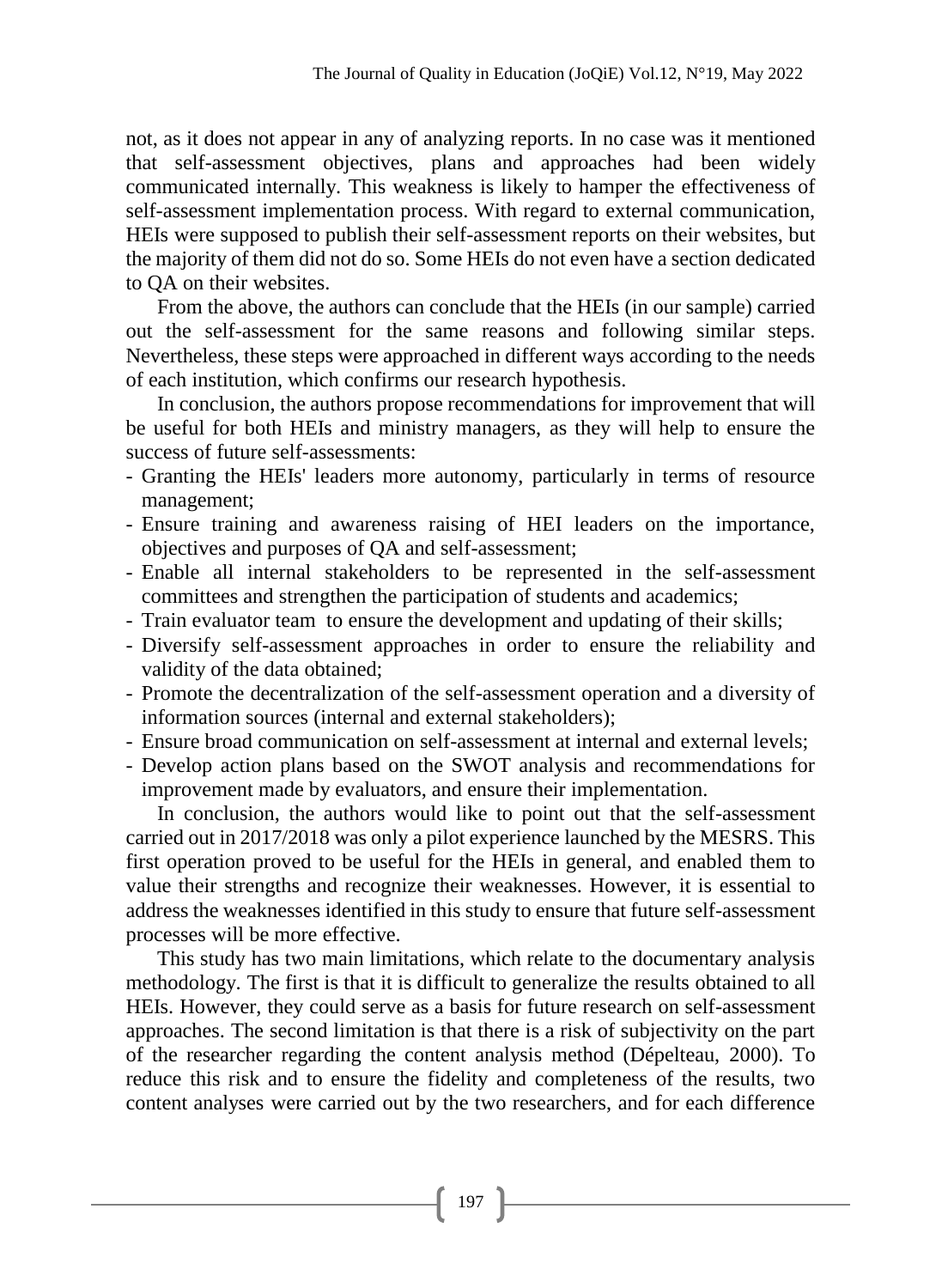not, as it does not appear in any of analyzing reports. In no case was it mentioned that self-assessment objectives, plans and approaches had been widely communicated internally. This weakness is likely to hamper the effectiveness of self-assessment implementation process. With regard to external communication, HEIs were supposed to publish their self-assessment reports on their websites, but the majority of them did not do so. Some HEIs do not even have a section dedicated to QA on their websites.

From the above, the authors can conclude that the HEIs (in our sample) carried out the self-assessment for the same reasons and following similar steps. Nevertheless, these steps were approached in different ways according to the needs of each institution, which confirms our research hypothesis.

In conclusion, the authors propose recommendations for improvement that will be useful for both HEIs and ministry managers, as they will help to ensure the success of future self-assessments:

- Granting the HEIs' leaders more autonomy, particularly in terms of resource management;
- Ensure training and awareness raising of HEI leaders on the importance, objectives and purposes of QA and self-assessment;
- Enable all internal stakeholders to be represented in the self-assessment committees and strengthen the participation of students and academics;
- Train evaluator team to ensure the development and updating of their skills;
- Diversify self-assessment approaches in order to ensure the reliability and validity of the data obtained;
- Promote the decentralization of the self-assessment operation and a diversity of information sources (internal and external stakeholders);
- Ensure broad communication on self-assessment at internal and external levels;
- Develop action plans based on the SWOT analysis and recommendations for improvement made by evaluators, and ensure their implementation.

In conclusion, the authors would like to point out that the self-assessment carried out in 2017/2018 was only a pilot experience launched by the MESRS. This first operation proved to be useful for the HEIs in general, and enabled them to value their strengths and recognize their weaknesses. However, it is essential to address the weaknesses identified in this study to ensure that future self-assessment processes will be more effective.

This study has two main limitations, which relate to the documentary analysis methodology. The first is that it is difficult to generalize the results obtained to all HEIs. However, they could serve as a basis for future research on self-assessment approaches. The second limitation is that there is a risk of subjectivity on the part of the researcher regarding the content analysis method (Dépelteau, 2000). To reduce this risk and to ensure the fidelity and completeness of the results, two content analyses were carried out by the two researchers, and for each difference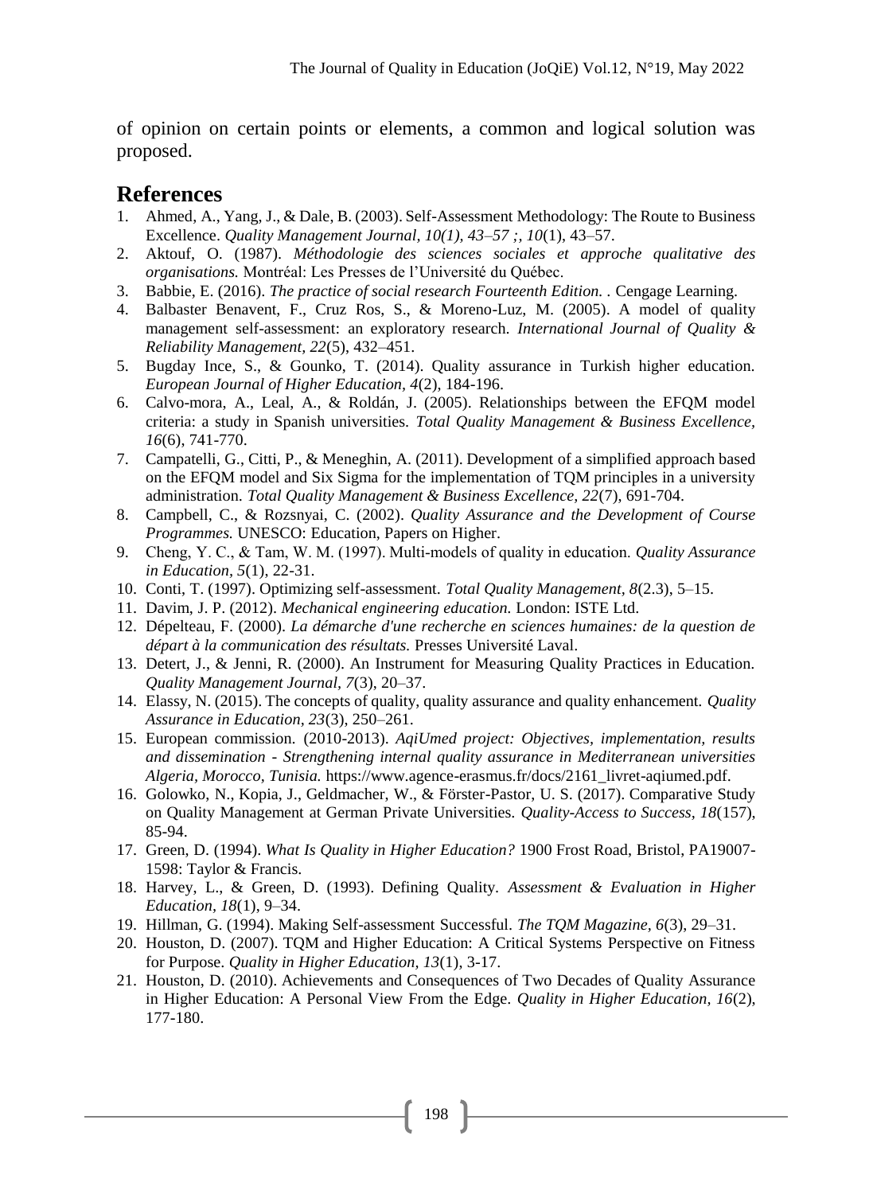of opinion on certain points or elements, a common and logical solution was proposed.

## References

1. Ahmed, A., Yang, J., & Dale, B. (2003). Self-Assessment Methodology: The Route to Business Excellence. *Quality Management Journal, 10(1), 43–57 ;, 10*(1), 43–57.
2. Aktouf, O. (1987). *Méthodologie des sciences sociales et approche qualitative des organisations.* Montréal: Les Presses de l'Université du Québec.
3. Babbie, E. (2016). *The practice of social research Fourteenth Edition.* . Cengage Learning.
4. Balbaster Benavent, F., Cruz Ros, S., & Moreno-Luz, M. (2005). A model of quality management self-assessment: an exploratory research. *International Journal of Quality & Reliability Management, 22*(5), 432–451.
5. Bugday Ince, S., & Gounko, T. (2014). Quality assurance in Turkish higher education. *European Journal of Higher Education, 4*(2), 184-196.
6. Calvo-mora, A., Leal, A., & Roldán, J. (2005). Relationships between the EFQM model criteria: a study in Spanish universities. *Total Quality Management & Business Excellence, 16*(6), 741-770.
7. Campatelli, G., Citti, P., & Meneghin, A. (2011). Development of a simplified approach based on the EFQM model and Six Sigma for the implementation of TQM principles in a university administration. *Total Quality Management & Business Excellence, 22*(7), 691-704.
8. Campbell, C., & Rozsnyai, C. (2002). *Quality Assurance and the Development of Course Programmes.* UNESCO: Education, Papers on Higher.
9. Cheng, Y. C., & Tam, W. M. (1997). Multi-models of quality in education. *Quality Assurance in Education, 5*(1), 22-31.
10. Conti, T. (1997). Optimizing self-assessment. *Total Quality Management, 8*(2.3), 5–15.
11. Davim, J. P. (2012). *Mechanical engineering education.* London: ISTE Ltd.
12. Dépelteau, F. (2000). *La démarche d'une recherche en sciences humaines: de la question de départ à la communication des résultats.* Presses Université Laval.
13. Detert, J., & Jenni, R. (2000). An Instrument for Measuring Quality Practices in Education. *Quality Management Journal, 7*(3), 20–37.
14. Elassy, N. (2015). The concepts of quality, quality assurance and quality enhancement. *Quality Assurance in Education, 23*(3), 250–261.
15. European commission. (2010-2013). *AqiUmed project: Objectives, implementation, results and dissemination - Strengthening internal quality assurance in Mediterranean universities Algeria, Morocco, Tunisia.* https://www.agence-erasmus.fr/docs/2161_livret-aqiumed.pdf.
16. Golowko, N., Kopia, J., Geldmacher, W., & Förster-Pastor, U. S. (2017). Comparative Study on Quality Management at German Private Universities. *Quality-Access to Success, 18*(157), 85-94.
17. Green, D. (1994). *What Is Quality in Higher Education?* 1900 Frost Road, Bristol, PA19007-1598: Taylor & Francis.
18. Harvey, L., & Green, D. (1993). Defining Quality. *Assessment & Evaluation in Higher Education, 18*(1), 9–34.
19. Hillman, G. (1994). Making Self-assessment Successful. *The TQM Magazine, 6*(3), 29–31.
20. Houston, D. (2007). TQM and Higher Education: A Critical Systems Perspective on Fitness for Purpose. *Quality in Higher Education, 13*(1), 3-17.
21. Houston, D. (2010). Achievements and Consequences of Two Decades of Quality Assurance in Higher Education: A Personal View From the Edge. *Quality in Higher Education, 16*(2), 177-180.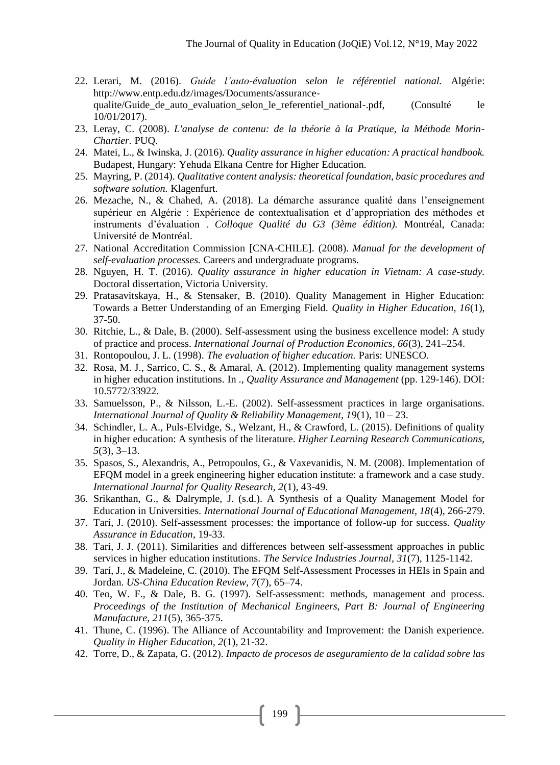22. Lerari, M. (2016). *Guide l'auto-évaluation selon le référentiel national.* Algérie: http://www.entp.edu.dz/images/Documents/assurance-qualite/Guide_de_auto_evaluation_selon_le_referentiel_national-.pdf, (Consulté le 10/01/2017).
23. Leray, C. (2008). *L'analyse de contenu: de la théorie à la Pratique, la Méthode Morin-Chartier.* PUQ.
24. Matei, L., & Iwinska, J. (2016). *Quality assurance in higher education: A practical handbook.* Budapest, Hungary: Yehuda Elkana Centre for Higher Education.
25. Mayring, P. (2014). *Qualitative content analysis: theoretical foundation, basic procedures and software solution.* Klagenfurt.
26. Mezache, N., & Chahed, A. (2018). La démarche assurance qualité dans l'enseignement supérieur en Algérie : Expérience de contextualisation et d'appropriation des méthodes et instruments d'évaluation . *Colloque Qualité du G3 (3ème édition).* Montréal, Canada: Université de Montréal.
27. National Accreditation Commission [CNA-CHILE]. (2008). *Manual for the development of self-evaluation processes.* Careers and undergraduate programs.
28. Nguyen, H. T. (2016). *Quality assurance in higher education in Vietnam: A case-study.* Doctoral dissertation, Victoria University.
29. Pratasavitskaya, H., & Stensaker, B. (2010). Quality Management in Higher Education: Towards a Better Understanding of an Emerging Field. *Quality in Higher Education, 16*(1), 37-50.
30. Ritchie, L., & Dale, B. (2000). Self-assessment using the business excellence model: A study of practice and process. *International Journal of Production Economics, 66*(3), 241–254.
31. Rontopoulou, J. L. (1998). *The evaluation of higher education.* Paris: UNESCO.
32. Rosa, M. J., Sarrico, C. S., & Amaral, A. (2012). Implementing quality management systems in higher education institutions. In ., *Quality Assurance and Management* (pp. 129-146). DOI: 10.5772/33922.
33. Samuelsson, P., & Nilsson, L.-E. (2002). Self-assessment practices in large organisations. *International Journal of Quality & Reliability Management, 19*(1), 10 – 23.
34. Schindler, L. A., Puls-Elvidge, S., Welzant, H., & Crawford, L. (2015). Definitions of quality in higher education: A synthesis of the literature. *Higher Learning Research Communications, 5*(3), 3–13.
35. Spasos, S., Alexandris, A., Petropoulos, G., & Vaxevanidis, N. M. (2008). Implementation of EFQM model in a greek engineering higher education institute: a framework and a case study. *International Journal for Quality Research, 2*(1), 43-49.
36. Srikanthan, G., & Dalrymple, J. (s.d.). A Synthesis of a Quality Management Model for Education in Universities. *International Journal of Educational Management, 18*(4), 266-279.
37. Tari, J. (2010). Self-assessment processes: the importance of follow-up for success. *Quality Assurance in Education*, 19-33.
38. Tari, J. J. (2011). Similarities and differences between self-assessment approaches in public services in higher education institutions. *The Service Industries Journal, 31*(7), 1125-1142.
39. Tarí, J., & Madeleine, C. (2010). The EFQM Self-Assessment Processes in HEIs in Spain and Jordan. *US-China Education Review, 7*(7), 65–74.
40. Teo, W. F., & Dale, B. G. (1997). Self-assessment: methods, management and process. *Proceedings of the Institution of Mechanical Engineers, Part B: Journal of Engineering Manufacture, 211*(5), 365-375.
41. Thune, C. (1996). The Alliance of Accountability and Improvement: the Danish experience. *Quality in Higher Education, 2*(1), 21-32.
42. Torre, D., & Zapata, G. (2012). *Impacto de procesos de aseguramiento de la calidad sobre las*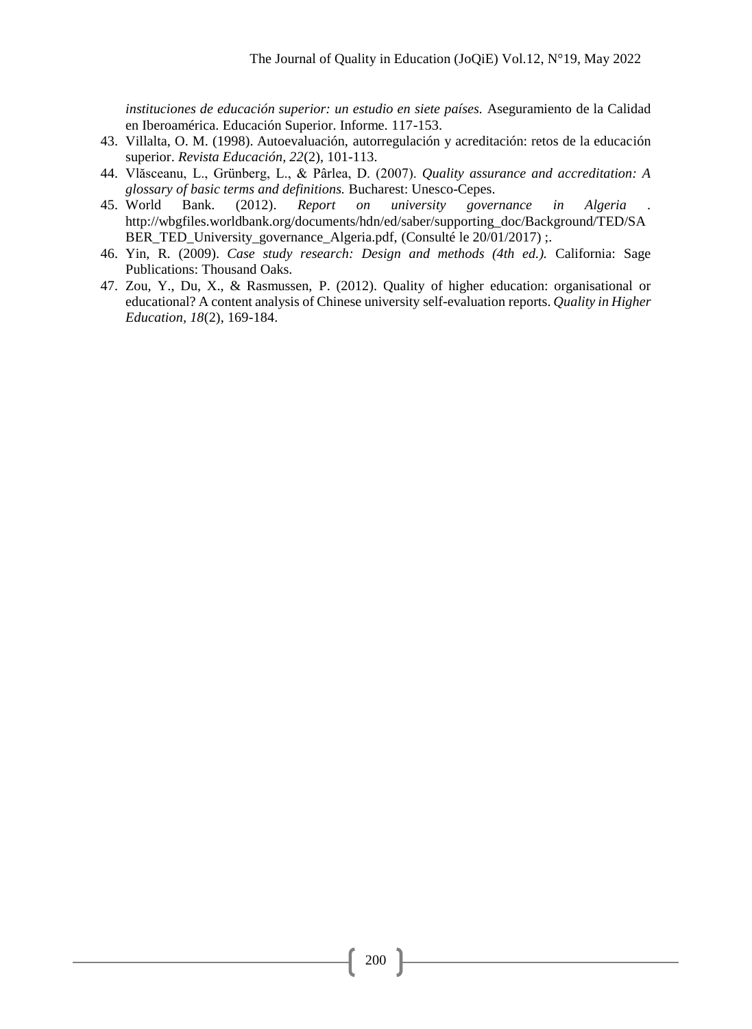*instituciones de educación superior: un estudio en siete países.* Aseguramiento de la Calidad en Iberoamérica. Educación Superior. Informe. 117-153.

43. Villalta, O. M. (1998). Autoevaluación, autorregulación y acreditación: retos de la educación superior. *Revista Educación*, *22*(2), 101-113.
44. Vlăsceanu, L., Grünberg, L., & Pârlea, D. (2007). *Quality assurance and accreditation: A glossary of basic terms and definitions.* Bucharest: Unesco-Cepes.
45. World Bank. (2012). *Report on university governance in Algeria* . http://wbgfiles.worldbank.org/documents/hdn/ed/saber/supporting_doc/Background/TED/SABER_TED_University_governance_Algeria.pdf, (Consulté le 20/01/2017) ;.
46. Yin, R. (2009). *Case study research: Design and methods (4th ed.).* California: Sage Publications: Thousand Oaks.
47. Zou, Y., Du, X., & Rasmussen, P. (2012). Quality of higher education: organisational or educational? A content analysis of Chinese university self-evaluation reports. *Quality in Higher Education*, *18*(2), 169-184.